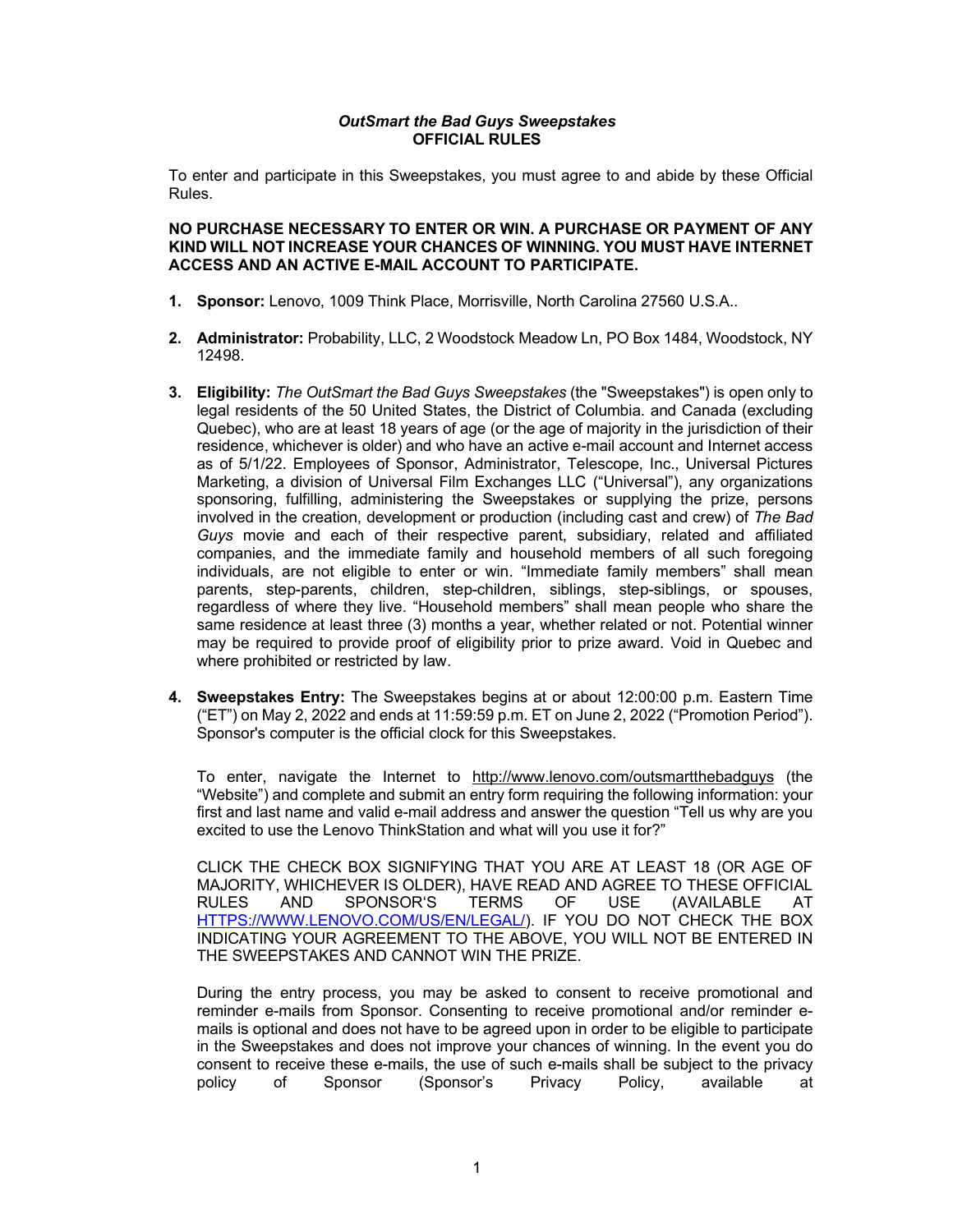# *OutSmart the Bad Guys Sweepstakes*
## OFFICIAL RULES

To enter and participate in this Sweepstakes, you must agree to and abide by these Official Rules.

**NO PURCHASE NECESSARY TO ENTER OR WIN. A PURCHASE OR PAYMENT OF ANY KIND WILL NOT INCREASE YOUR CHANCES OF WINNING. YOU MUST HAVE INTERNET ACCESS AND AN ACTIVE E-MAIL ACCOUNT TO PARTICIPATE.**

1. **Sponsor:** Lenovo, 1009 Think Place, Morrisville, North Carolina 27560 U.S.A..

2. **Administrator:** Probability, LLC, 2 Woodstock Meadow Ln, PO Box 1484, Woodstock, NY 12498.

3. **Eligibility:** *The OutSmart the Bad Guys Sweepstakes* (the "Sweepstakes") is open only to legal residents of the 50 United States, the District of Columbia. and Canada (excluding Quebec), who are at least 18 years of age (or the age of majority in the jurisdiction of their residence, whichever is older) and who have an active e-mail account and Internet access as of 5/1/22. Employees of Sponsor, Administrator, Telescope, Inc., Universal Pictures Marketing, a division of Universal Film Exchanges LLC ("Universal"), any organizations sponsoring, fulfilling, administering the Sweepstakes or supplying the prize, persons involved in the creation, development or production (including cast and crew) of *The Bad Guys* movie and each of their respective parent, subsidiary, related and affiliated companies, and the immediate family and household members of all such foregoing individuals, are not eligible to enter or win. "Immediate family members" shall mean parents, step-parents, children, step-children, siblings, step-siblings, or spouses, regardless of where they live. "Household members" shall mean people who share the same residence at least three (3) months a year, whether related or not. Potential winner may be required to provide proof of eligibility prior to prize award. Void in Quebec and where prohibited or restricted by law.

4. **Sweepstakes Entry:** The Sweepstakes begins at or about 12:00:00 p.m. Eastern Time ("ET") on May 2, 2022 and ends at 11:59:59 p.m. ET on June 2, 2022 ("Promotion Period"). Sponsor's computer is the official clock for this Sweepstakes.

   To enter, navigate the Internet to http://www.lenovo.com/outsmartthebadguys (the "Website") and complete and submit an entry form requiring the following information: your first and last name and valid e-mail address and answer the question "Tell us why are you excited to use the Lenovo ThinkStation and what will you use it for?"

   CLICK THE CHECK BOX SIGNIFYING THAT YOU ARE AT LEAST 18 (OR AGE OF MAJORITY, WHICHEVER IS OLDER), HAVE READ AND AGREE TO THESE OFFICIAL RULES AND SPONSOR'S TERMS OF USE (AVAILABLE AT HTTPS://WWW.LENOVO.COM/US/EN/LEGAL/). IF YOU DO NOT CHECK THE BOX INDICATING YOUR AGREEMENT TO THE ABOVE, YOU WILL NOT BE ENTERED IN THE SWEEPSTAKES AND CANNOT WIN THE PRIZE.

   During the entry process, you may be asked to consent to receive promotional and reminder e-mails from Sponsor. Consenting to receive promotional and/or reminder e-mails is optional and does not have to be agreed upon in order to be eligible to participate in the Sweepstakes and does not improve your chances of winning. In the event you do consent to receive these e-mails, the use of such e-mails shall be subject to the privacy policy of Sponsor (Sponsor's Privacy Policy, available at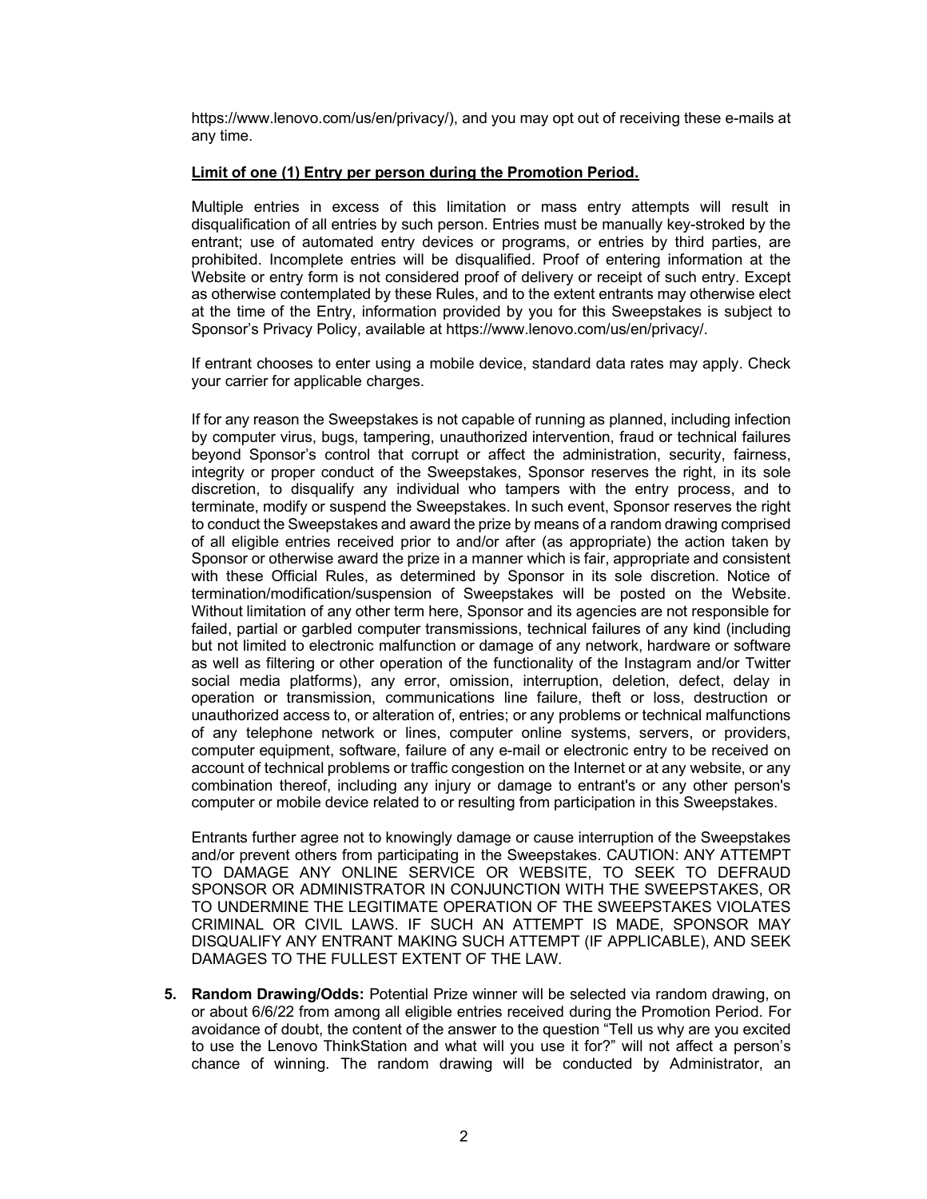https://www.lenovo.com/us/en/privacy/), and you may opt out of receiving these e-mails at any time.

**Limit of one (1) Entry per person during the Promotion Period.**

Multiple entries in excess of this limitation or mass entry attempts will result in disqualification of all entries by such person. Entries must be manually key-stroked by the entrant; use of automated entry devices or programs, or entries by third parties, are prohibited. Incomplete entries will be disqualified. Proof of entering information at the Website or entry form is not considered proof of delivery or receipt of such entry. Except as otherwise contemplated by these Rules, and to the extent entrants may otherwise elect at the time of the Entry, information provided by you for this Sweepstakes is subject to Sponsor's Privacy Policy, available at https://www.lenovo.com/us/en/privacy/.

If entrant chooses to enter using a mobile device, standard data rates may apply. Check your carrier for applicable charges.

If for any reason the Sweepstakes is not capable of running as planned, including infection by computer virus, bugs, tampering, unauthorized intervention, fraud or technical failures beyond Sponsor's control that corrupt or affect the administration, security, fairness, integrity or proper conduct of the Sweepstakes, Sponsor reserves the right, in its sole discretion, to disqualify any individual who tampers with the entry process, and to terminate, modify or suspend the Sweepstakes. In such event, Sponsor reserves the right to conduct the Sweepstakes and award the prize by means of a random drawing comprised of all eligible entries received prior to and/or after (as appropriate) the action taken by Sponsor or otherwise award the prize in a manner which is fair, appropriate and consistent with these Official Rules, as determined by Sponsor in its sole discretion. Notice of termination/modification/suspension of Sweepstakes will be posted on the Website. Without limitation of any other term here, Sponsor and its agencies are not responsible for failed, partial or garbled computer transmissions, technical failures of any kind (including but not limited to electronic malfunction or damage of any network, hardware or software as well as filtering or other operation of the functionality of the Instagram and/or Twitter social media platforms), any error, omission, interruption, deletion, defect, delay in operation or transmission, communications line failure, theft or loss, destruction or unauthorized access to, or alteration of, entries; or any problems or technical malfunctions of any telephone network or lines, computer online systems, servers, or providers, computer equipment, software, failure of any e-mail or electronic entry to be received on account of technical problems or traffic congestion on the Internet or at any website, or any combination thereof, including any injury or damage to entrant's or any other person's computer or mobile device related to or resulting from participation in this Sweepstakes.

Entrants further agree not to knowingly damage or cause interruption of the Sweepstakes and/or prevent others from participating in the Sweepstakes. CAUTION: ANY ATTEMPT TO DAMAGE ANY ONLINE SERVICE OR WEBSITE, TO SEEK TO DEFRAUD SPONSOR OR ADMINISTRATOR IN CONJUNCTION WITH THE SWEEPSTAKES, OR TO UNDERMINE THE LEGITIMATE OPERATION OF THE SWEEPSTAKES VIOLATES CRIMINAL OR CIVIL LAWS. IF SUCH AN ATTEMPT IS MADE, SPONSOR MAY DISQUALIFY ANY ENTRANT MAKING SUCH ATTEMPT (IF APPLICABLE), AND SEEK DAMAGES TO THE FULLEST EXTENT OF THE LAW.

5. **Random Drawing/Odds:** Potential Prize winner will be selected via random drawing, on or about 6/6/22 from among all eligible entries received during the Promotion Period. For avoidance of doubt, the content of the answer to the question "Tell us why are you excited to use the Lenovo ThinkStation and what will you use it for?" will not affect a person's chance of winning. The random drawing will be conducted by Administrator, an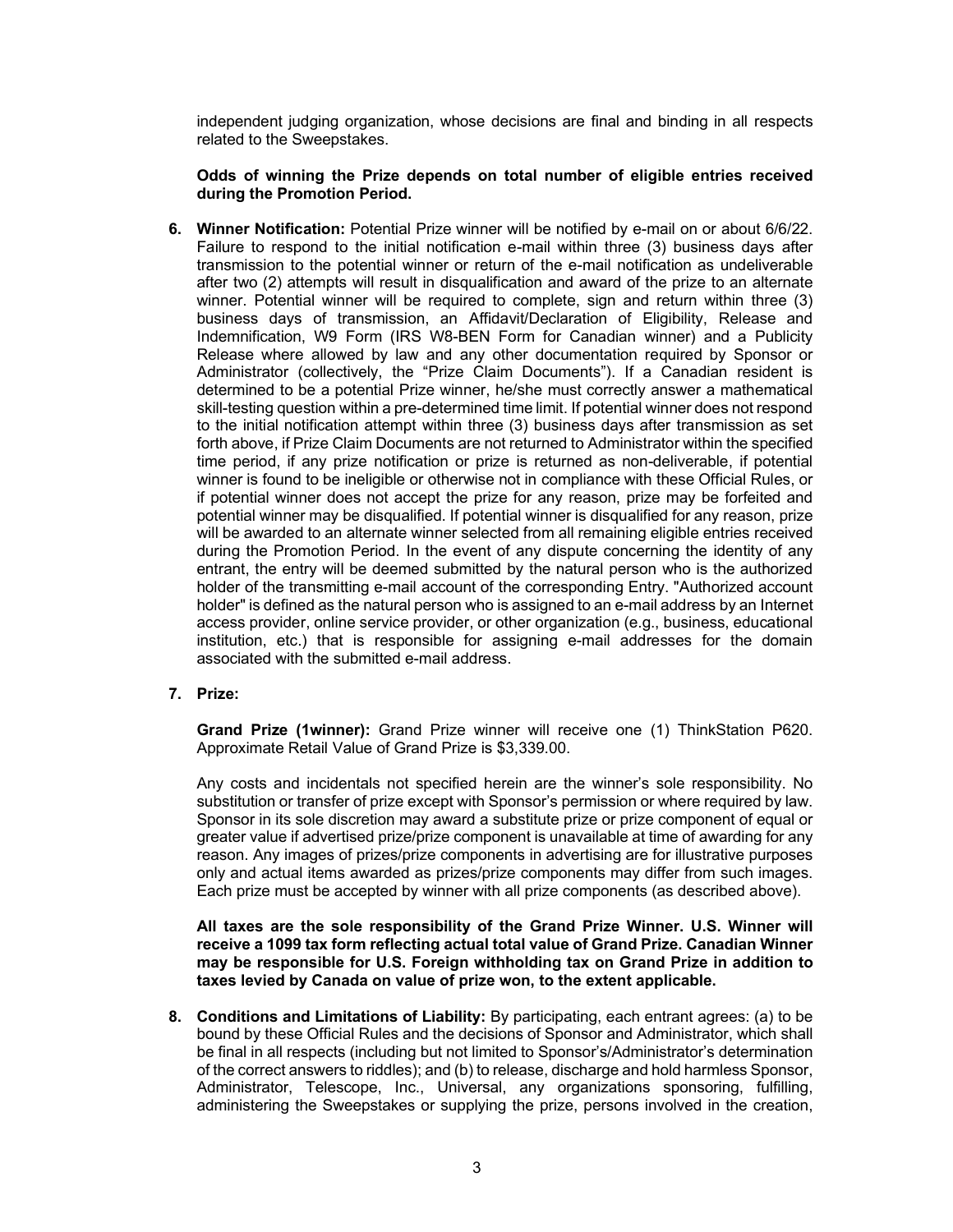independent judging organization, whose decisions are final and binding in all respects related to the Sweepstakes.

**Odds of winning the Prize depends on total number of eligible entries received during the Promotion Period.**

6. **Winner Notification:** Potential Prize winner will be notified by e-mail on or about 6/6/22. Failure to respond to the initial notification e-mail within three (3) business days after transmission to the potential winner or return of the e-mail notification as undeliverable after two (2) attempts will result in disqualification and award of the prize to an alternate winner. Potential winner will be required to complete, sign and return within three (3) business days of transmission, an Affidavit/Declaration of Eligibility, Release and Indemnification, W9 Form (IRS W8-BEN Form for Canadian winner) and a Publicity Release where allowed by law and any other documentation required by Sponsor or Administrator (collectively, the "Prize Claim Documents"). If a Canadian resident is determined to be a potential Prize winner, he/she must correctly answer a mathematical skill-testing question within a pre-determined time limit. If potential winner does not respond to the initial notification attempt within three (3) business days after transmission as set forth above, if Prize Claim Documents are not returned to Administrator within the specified time period, if any prize notification or prize is returned as non-deliverable, if potential winner is found to be ineligible or otherwise not in compliance with these Official Rules, or if potential winner does not accept the prize for any reason, prize may be forfeited and potential winner may be disqualified. If potential winner is disqualified for any reason, prize will be awarded to an alternate winner selected from all remaining eligible entries received during the Promotion Period. In the event of any dispute concerning the identity of any entrant, the entry will be deemed submitted by the natural person who is the authorized holder of the transmitting e-mail account of the corresponding Entry. "Authorized account holder" is defined as the natural person who is assigned to an e-mail address by an Internet access provider, online service provider, or other organization (e.g., business, educational institution, etc.) that is responsible for assigning e-mail addresses for the domain associated with the submitted e-mail address.

7. **Prize:**

   **Grand Prize (1winner):** Grand Prize winner will receive one (1) ThinkStation P620. Approximate Retail Value of Grand Prize is $3,339.00.

   Any costs and incidentals not specified herein are the winner's sole responsibility. No substitution or transfer of prize except with Sponsor's permission or where required by law. Sponsor in its sole discretion may award a substitute prize or prize component of equal or greater value if advertised prize/prize component is unavailable at time of awarding for any reason. Any images of prizes/prize components in advertising are for illustrative purposes only and actual items awarded as prizes/prize components may differ from such images. Each prize must be accepted by winner with all prize components (as described above).

   **All taxes are the sole responsibility of the Grand Prize Winner. U.S. Winner will receive a 1099 tax form reflecting actual total value of Grand Prize. Canadian Winner may be responsible for U.S. Foreign withholding tax on Grand Prize in addition to taxes levied by Canada on value of prize won, to the extent applicable.**

8. **Conditions and Limitations of Liability:** By participating, each entrant agrees: (a) to be bound by these Official Rules and the decisions of Sponsor and Administrator, which shall be final in all respects (including but not limited to Sponsor's/Administrator's determination of the correct answers to riddles); and (b) to release, discharge and hold harmless Sponsor, Administrator, Telescope, Inc., Universal, any organizations sponsoring, fulfilling, administering the Sweepstakes or supplying the prize, persons involved in the creation,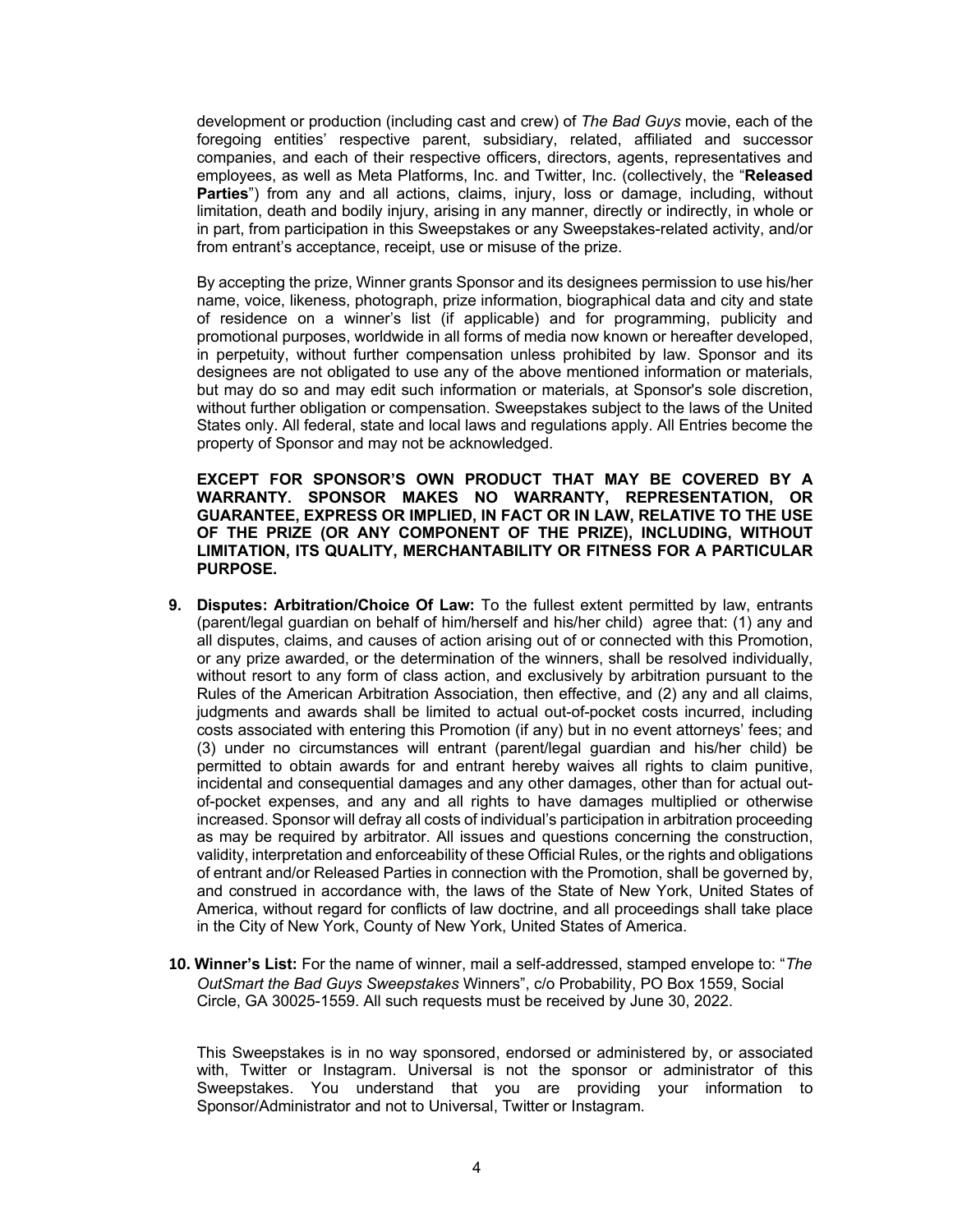development or production (including cast and crew) of *The Bad Guys* movie, each of the foregoing entities' respective parent, subsidiary, related, affiliated and successor companies, and each of their respective officers, directors, agents, representatives and employees, as well as Meta Platforms, Inc. and Twitter, Inc. (collectively, the "**Released Parties**") from any and all actions, claims, injury, loss or damage, including, without limitation, death and bodily injury, arising in any manner, directly or indirectly, in whole or in part, from participation in this Sweepstakes or any Sweepstakes-related activity, and/or from entrant's acceptance, receipt, use or misuse of the prize.

By accepting the prize, Winner grants Sponsor and its designees permission to use his/her name, voice, likeness, photograph, prize information, biographical data and city and state of residence on a winner's list (if applicable) and for programming, publicity and promotional purposes, worldwide in all forms of media now known or hereafter developed, in perpetuity, without further compensation unless prohibited by law. Sponsor and its designees are not obligated to use any of the above mentioned information or materials, but may do so and may edit such information or materials, at Sponsor's sole discretion, without further obligation or compensation. Sweepstakes subject to the laws of the United States only. All federal, state and local laws and regulations apply. All Entries become the property of Sponsor and may not be acknowledged.

**EXCEPT FOR SPONSOR'S OWN PRODUCT THAT MAY BE COVERED BY A WARRANTY. SPONSOR MAKES NO WARRANTY, REPRESENTATION, OR GUARANTEE, EXPRESS OR IMPLIED, IN FACT OR IN LAW, RELATIVE TO THE USE OF THE PRIZE (OR ANY COMPONENT OF THE PRIZE), INCLUDING, WITHOUT LIMITATION, ITS QUALITY, MERCHANTABILITY OR FITNESS FOR A PARTICULAR PURPOSE.**

9. **Disputes: Arbitration/Choice Of Law:** To the fullest extent permitted by law, entrants (parent/legal guardian on behalf of him/herself and his/her child) agree that: (1) any and all disputes, claims, and causes of action arising out of or connected with this Promotion, or any prize awarded, or the determination of the winners, shall be resolved individually, without resort to any form of class action, and exclusively by arbitration pursuant to the Rules of the American Arbitration Association, then effective, and (2) any and all claims, judgments and awards shall be limited to actual out-of-pocket costs incurred, including costs associated with entering this Promotion (if any) but in no event attorneys' fees; and (3) under no circumstances will entrant (parent/legal guardian and his/her child) be permitted to obtain awards for and entrant hereby waives all rights to claim punitive, incidental and consequential damages and any other damages, other than for actual out-of-pocket expenses, and any and all rights to have damages multiplied or otherwise increased. Sponsor will defray all costs of individual's participation in arbitration proceeding as may be required by arbitrator. All issues and questions concerning the construction, validity, interpretation and enforceability of these Official Rules, or the rights and obligations of entrant and/or Released Parties in connection with the Promotion, shall be governed by, and construed in accordance with, the laws of the State of New York, United States of America, without regard for conflicts of law doctrine, and all proceedings shall take place in the City of New York, County of New York, United States of America.

10. **Winner's List:** For the name of winner, mail a self-addressed, stamped envelope to: "*The OutSmart the Bad Guys Sweepstakes* Winners", c/o Probability, PO Box 1559, Social Circle, GA 30025-1559. All such requests must be received by June 30, 2022.

This Sweepstakes is in no way sponsored, endorsed or administered by, or associated with, Twitter or Instagram. Universal is not the sponsor or administrator of this Sweepstakes. You understand that you are providing your information to Sponsor/Administrator and not to Universal, Twitter or Instagram.